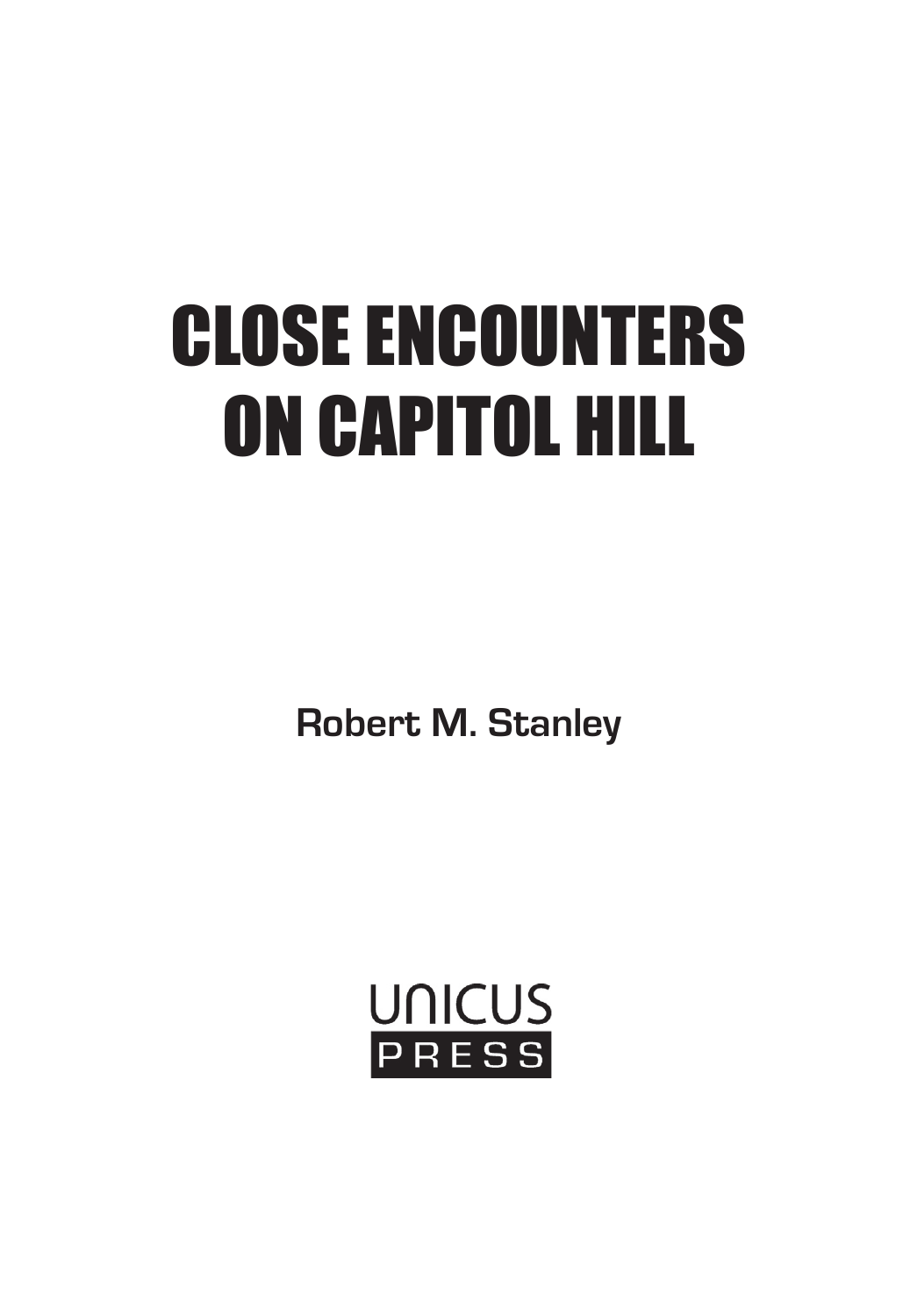# CLOSE ENCOUNTERS ON CAPITOL HILL

Robert M. Stanley

UNICUS PRESS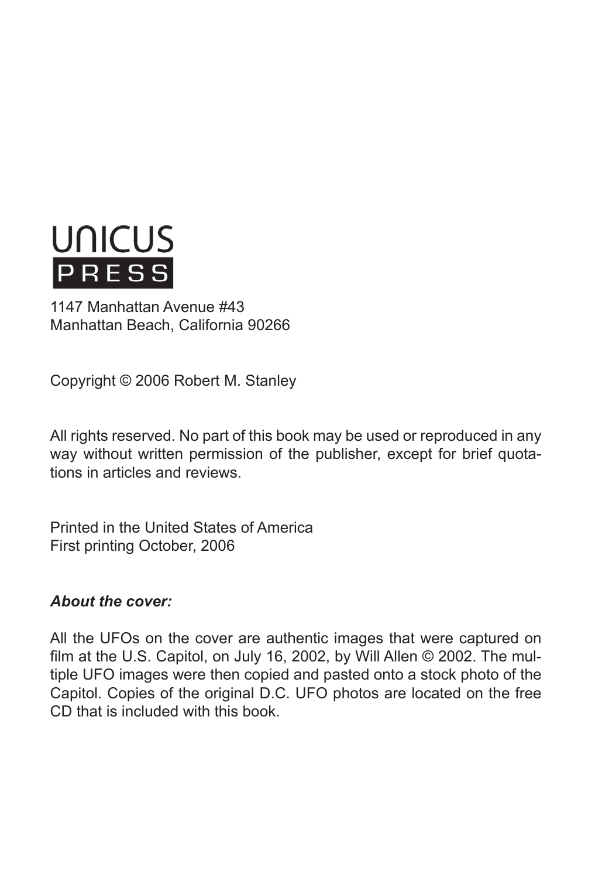UNICUS

PRESS

1147 Manhattan Avenue #43
Manhattan Beach, California 90266

Copyright © 2006 Robert M. Stanley

All rights reserved. No part of this book may be used or reproduced in any way without written permission of the publisher, except for brief quotations in articles and reviews.

Printed in the United States of America
First printing October, 2006

***About the cover:***

All the UFOs on the cover are authentic images that were captured on film at the U.S. Capitol, on July 16, 2002, by Will Allen © 2002. The multiple UFO images were then copied and pasted onto a stock photo of the Capitol. Copies of the original D.C. UFO photos are located on the free CD that is included with this book.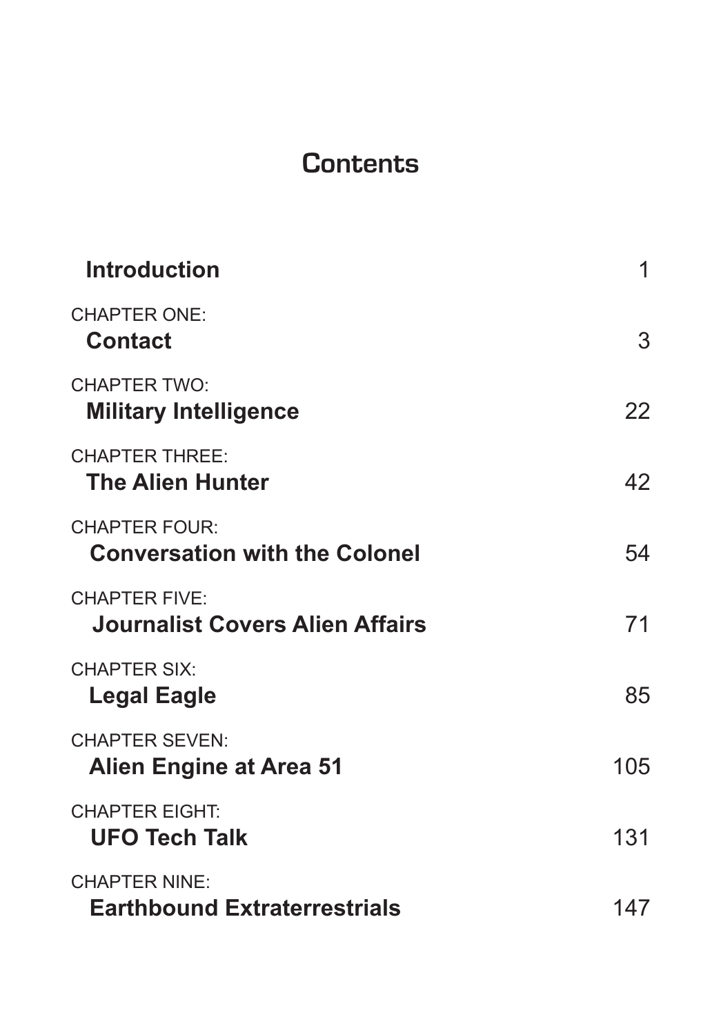# Contents

| | |
|---|---|
| **Introduction** | 1 |
| CHAPTER ONE:<br>**Contact** | 3 |
| CHAPTER TWO:<br>**Military Intelligence** | 22 |
| CHAPTER THREE:<br>**The Alien Hunter** | 42 |
| CHAPTER FOUR:<br>**Conversation with the Colonel** | 54 |
| CHAPTER FIVE:<br>**Journalist Covers Alien Affairs** | 71 |
| CHAPTER SIX:<br>**Legal Eagle** | 85 |
| CHAPTER SEVEN:<br>**Alien Engine at Area 51** | 105 |
| CHAPTER EIGHT:<br>**UFO Tech Talk** | 131 |
| CHAPTER NINE:<br>**Earthbound Extraterrestrials** | 147 |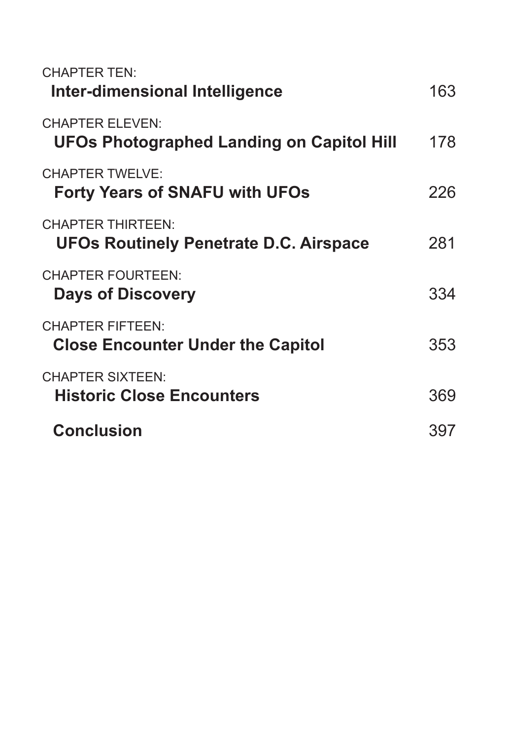CHAPTER TEN:
**Inter-dimensional Intelligence** 163

CHAPTER ELEVEN:
**UFOs Photographed Landing on Capitol Hill** 178

CHAPTER TWELVE:
**Forty Years of SNAFU with UFOs** 226

CHAPTER THIRTEEN:
**UFOs Routinely Penetrate D.C. Airspace** 281

CHAPTER FOURTEEN:
**Days of Discovery** 334

CHAPTER FIFTEEN:
**Close Encounter Under the Capitol** 353

CHAPTER SIXTEEN:
**Historic Close Encounters** 369

**Conclusion** 397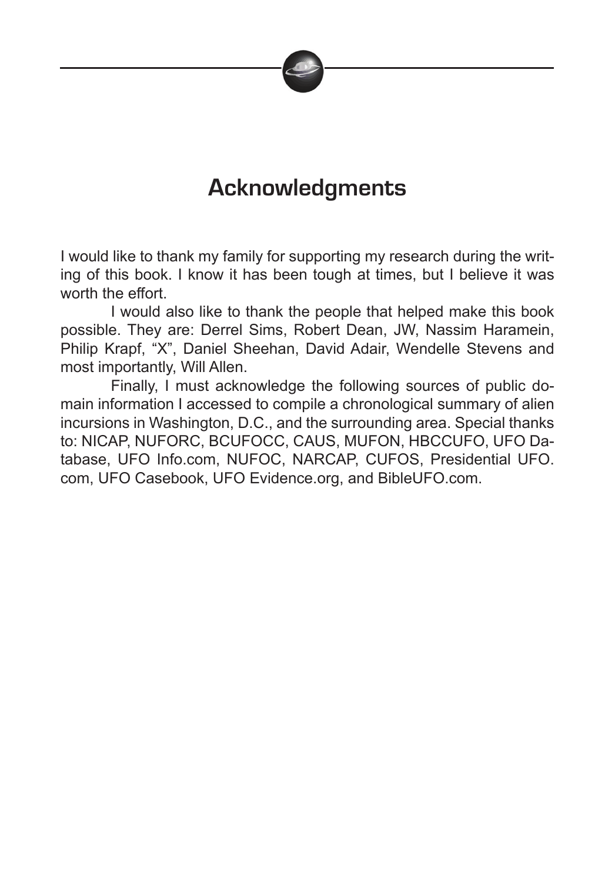# Acknowledgments

I would like to thank my family for supporting my research during the writing of this book. I know it has been tough at times, but I believe it was worth the effort.

I would also like to thank the people that helped make this book possible. They are: Derrel Sims, Robert Dean, JW, Nassim Haramein, Philip Krapf, "X", Daniel Sheehan, David Adair, Wendelle Stevens and most importantly, Will Allen.

Finally, I must acknowledge the following sources of public domain information I accessed to compile a chronological summary of alien incursions in Washington, D.C., and the surrounding area. Special thanks to: NICAP, NUFORC, BCUFOCC, CAUS, MUFON, HBCCUFO, UFO Database, UFO Info.com, NUFOC, NARCAP, CUFOS, Presidential UFO.com, UFO Casebook, UFO Evidence.org, and BibleUFO.com.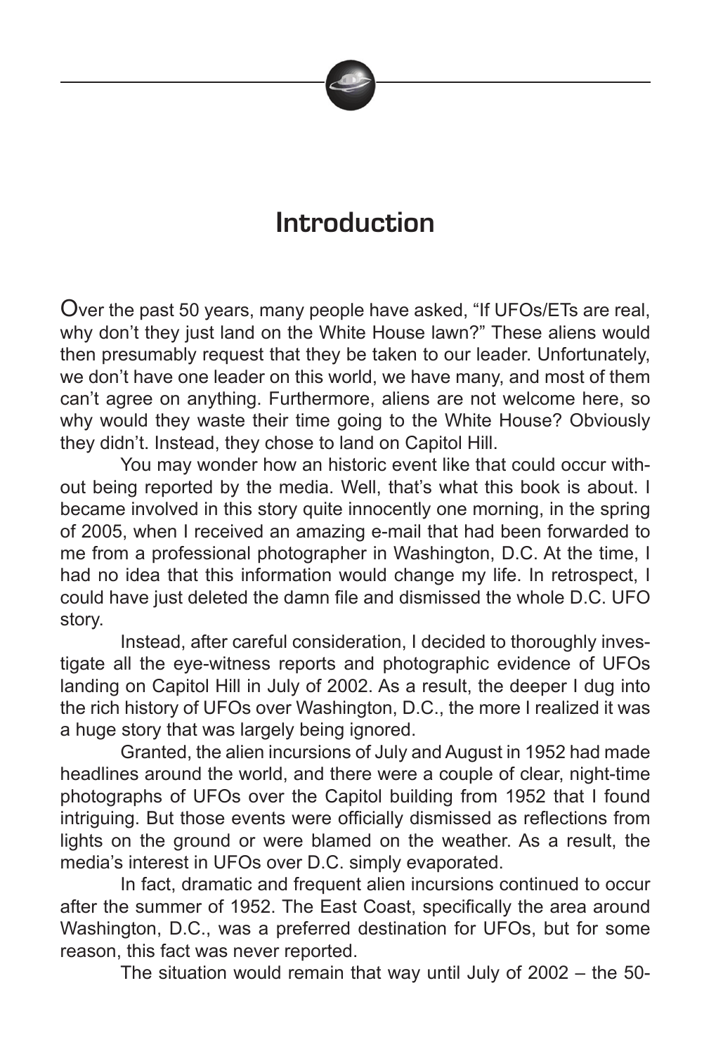# Introduction

Over the past 50 years, many people have asked, "If UFOs/ETs are real, why don't they just land on the White House lawn?" These aliens would then presumably request that they be taken to our leader. Unfortunately, we don't have one leader on this world, we have many, and most of them can't agree on anything. Furthermore, aliens are not welcome here, so why would they waste their time going to the White House? Obviously they didn't. Instead, they chose to land on Capitol Hill.

You may wonder how an historic event like that could occur without being reported by the media. Well, that's what this book is about. I became involved in this story quite innocently one morning, in the spring of 2005, when I received an amazing e-mail that had been forwarded to me from a professional photographer in Washington, D.C. At the time, I had no idea that this information would change my life. In retrospect, I could have just deleted the damn file and dismissed the whole D.C. UFO story.

Instead, after careful consideration, I decided to thoroughly investigate all the eye-witness reports and photographic evidence of UFOs landing on Capitol Hill in July of 2002. As a result, the deeper I dug into the rich history of UFOs over Washington, D.C., the more I realized it was a huge story that was largely being ignored.

Granted, the alien incursions of July and August in 1952 had made headlines around the world, and there were a couple of clear, night-time photographs of UFOs over the Capitol building from 1952 that I found intriguing. But those events were officially dismissed as reflections from lights on the ground or were blamed on the weather. As a result, the media's interest in UFOs over D.C. simply evaporated.

In fact, dramatic and frequent alien incursions continued to occur after the summer of 1952. The East Coast, specifically the area around Washington, D.C., was a preferred destination for UFOs, but for some reason, this fact was never reported.

The situation would remain that way until July of 2002 – the 50-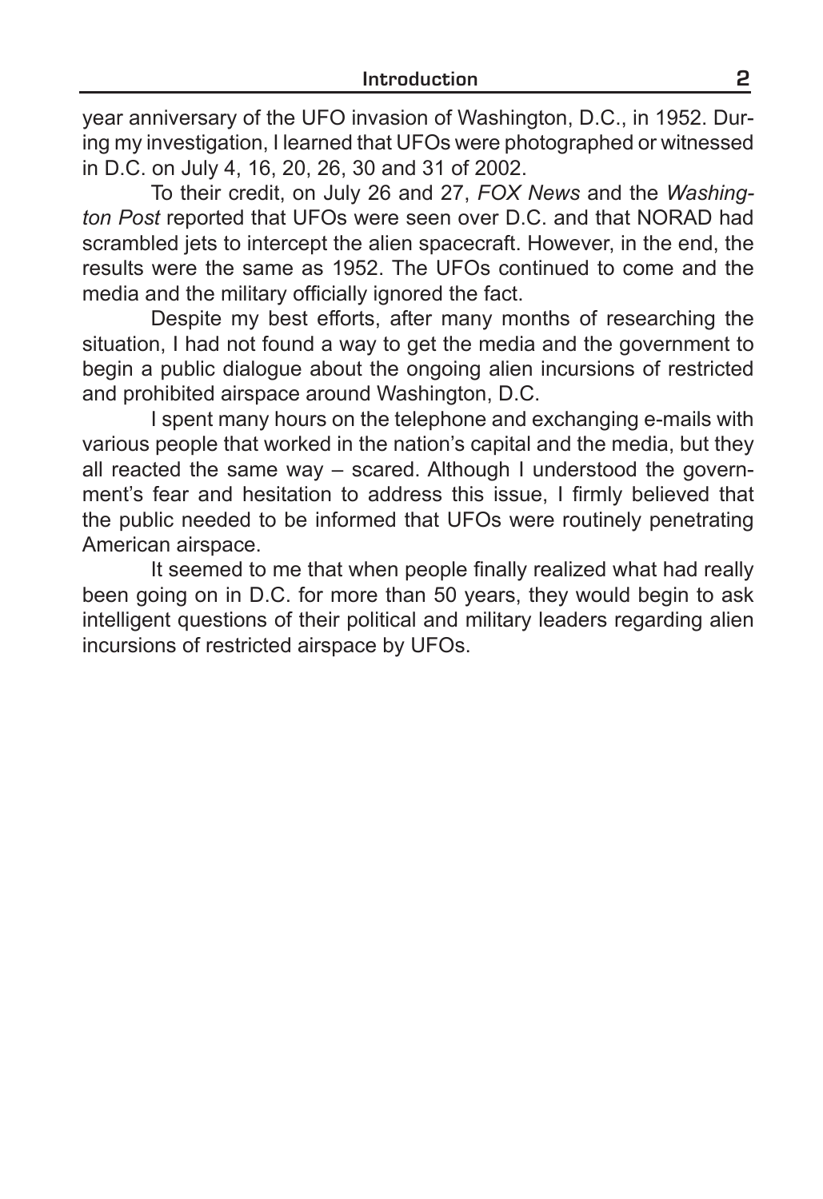year anniversary of the UFO invasion of Washington, D.C., in 1952. During my investigation, I learned that UFOs were photographed or witnessed in D.C. on July 4, 16, 20, 26, 30 and 31 of 2002.

To their credit, on July 26 and 27, *FOX News* and the *Washington Post* reported that UFOs were seen over D.C. and that NORAD had scrambled jets to intercept the alien spacecraft. However, in the end, the results were the same as 1952. The UFOs continued to come and the media and the military officially ignored the fact.

Despite my best efforts, after many months of researching the situation, I had not found a way to get the media and the government to begin a public dialogue about the ongoing alien incursions of restricted and prohibited airspace around Washington, D.C.

I spent many hours on the telephone and exchanging e-mails with various people that worked in the nation's capital and the media, but they all reacted the same way – scared. Although I understood the government's fear and hesitation to address this issue, I firmly believed that the public needed to be informed that UFOs were routinely penetrating American airspace.

It seemed to me that when people finally realized what had really been going on in D.C. for more than 50 years, they would begin to ask intelligent questions of their political and military leaders regarding alien incursions of restricted airspace by UFOs.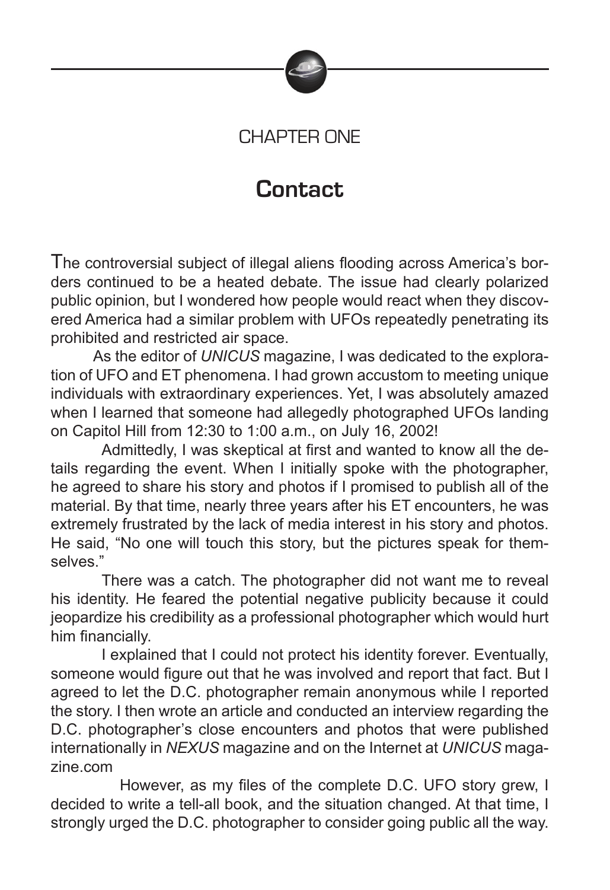# CHAPTER ONE

## Contact

The controversial subject of illegal aliens flooding across America's borders continued to be a heated debate. The issue had clearly polarized public opinion, but I wondered how people would react when they discovered America had a similar problem with UFOs repeatedly penetrating its prohibited and restricted air space.

As the editor of *UNICUS* magazine, I was dedicated to the exploration of UFO and ET phenomena. I had grown accustom to meeting unique individuals with extraordinary experiences. Yet, I was absolutely amazed when I learned that someone had allegedly photographed UFOs landing on Capitol Hill from 12:30 to 1:00 a.m., on July 16, 2002!

Admittedly, I was skeptical at first and wanted to know all the details regarding the event. When I initially spoke with the photographer, he agreed to share his story and photos if I promised to publish all of the material. By that time, nearly three years after his ET encounters, he was extremely frustrated by the lack of media interest in his story and photos. He said, "No one will touch this story, but the pictures speak for themselves."

There was a catch. The photographer did not want me to reveal his identity. He feared the potential negative publicity because it could jeopardize his credibility as a professional photographer which would hurt him financially.

I explained that I could not protect his identity forever. Eventually, someone would figure out that he was involved and report that fact. But I agreed to let the D.C. photographer remain anonymous while I reported the story. I then wrote an article and conducted an interview regarding the D.C. photographer's close encounters and photos that were published internationally in *NEXUS* magazine and on the Internet at *UNICUS* magazine.com

However, as my files of the complete D.C. UFO story grew, I decided to write a tell-all book, and the situation changed. At that time, I strongly urged the D.C. photographer to consider going public all the way.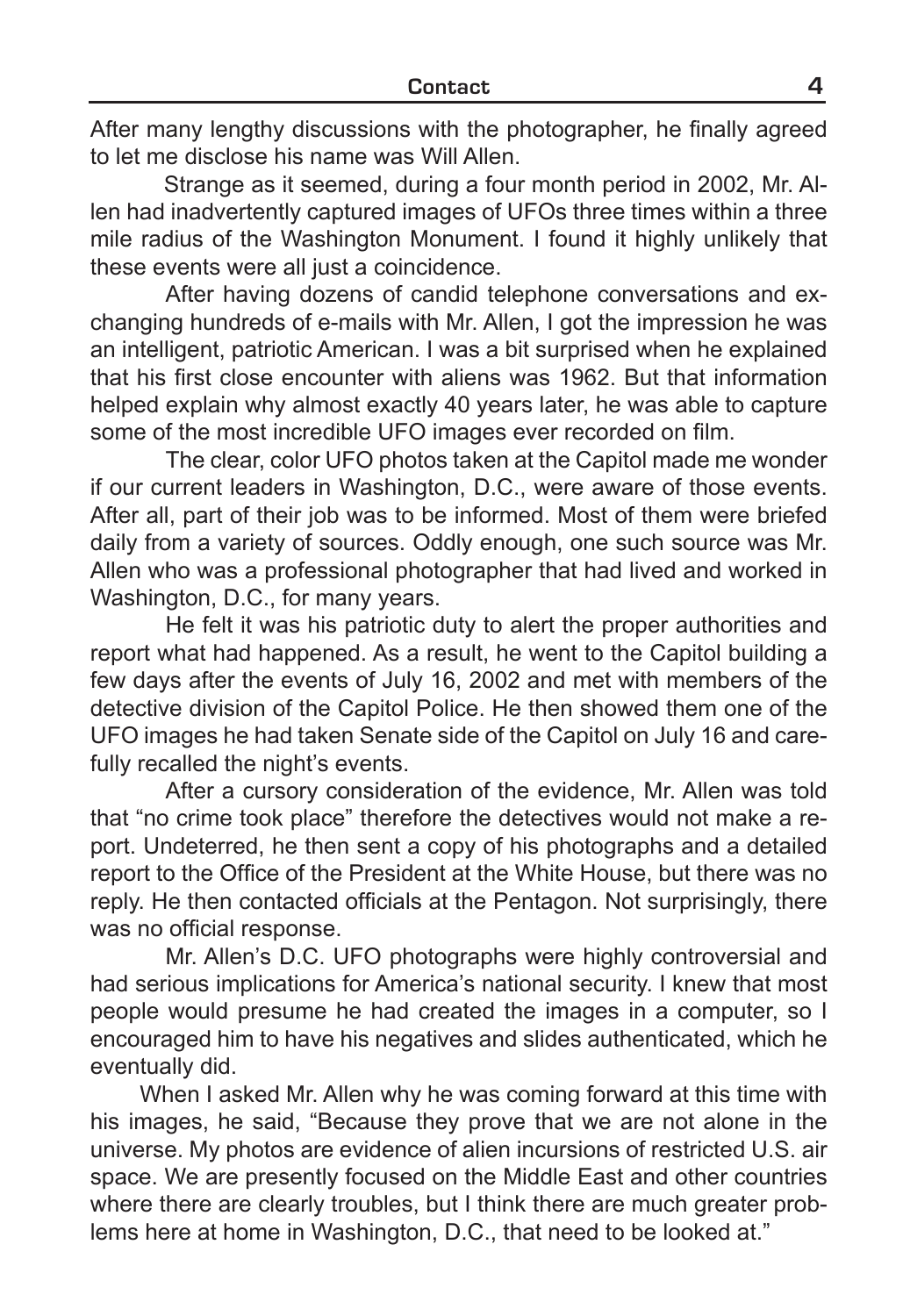After many lengthy discussions with the photographer, he finally agreed to let me disclose his name was Will Allen.

Strange as it seemed, during a four month period in 2002, Mr. Allen had inadvertently captured images of UFOs three times within a three mile radius of the Washington Monument. I found it highly unlikely that these events were all just a coincidence.

After having dozens of candid telephone conversations and exchanging hundreds of e-mails with Mr. Allen, I got the impression he was an intelligent, patriotic American. I was a bit surprised when he explained that his first close encounter with aliens was 1962. But that information helped explain why almost exactly 40 years later, he was able to capture some of the most incredible UFO images ever recorded on film.

The clear, color UFO photos taken at the Capitol made me wonder if our current leaders in Washington, D.C., were aware of those events. After all, part of their job was to be informed. Most of them were briefed daily from a variety of sources. Oddly enough, one such source was Mr. Allen who was a professional photographer that had lived and worked in Washington, D.C., for many years.

He felt it was his patriotic duty to alert the proper authorities and report what had happened. As a result, he went to the Capitol building a few days after the events of July 16, 2002 and met with members of the detective division of the Capitol Police. He then showed them one of the UFO images he had taken Senate side of the Capitol on July 16 and carefully recalled the night's events.

After a cursory consideration of the evidence, Mr. Allen was told that "no crime took place" therefore the detectives would not make a report. Undeterred, he then sent a copy of his photographs and a detailed report to the Office of the President at the White House, but there was no reply. He then contacted officials at the Pentagon. Not surprisingly, there was no official response.

Mr. Allen's D.C. UFO photographs were highly controversial and had serious implications for America's national security. I knew that most people would presume he had created the images in a computer, so I encouraged him to have his negatives and slides authenticated, which he eventually did.

When I asked Mr. Allen why he was coming forward at this time with his images, he said, "Because they prove that we are not alone in the universe. My photos are evidence of alien incursions of restricted U.S. air space. We are presently focused on the Middle East and other countries where there are clearly troubles, but I think there are much greater problems here at home in Washington, D.C., that need to be looked at."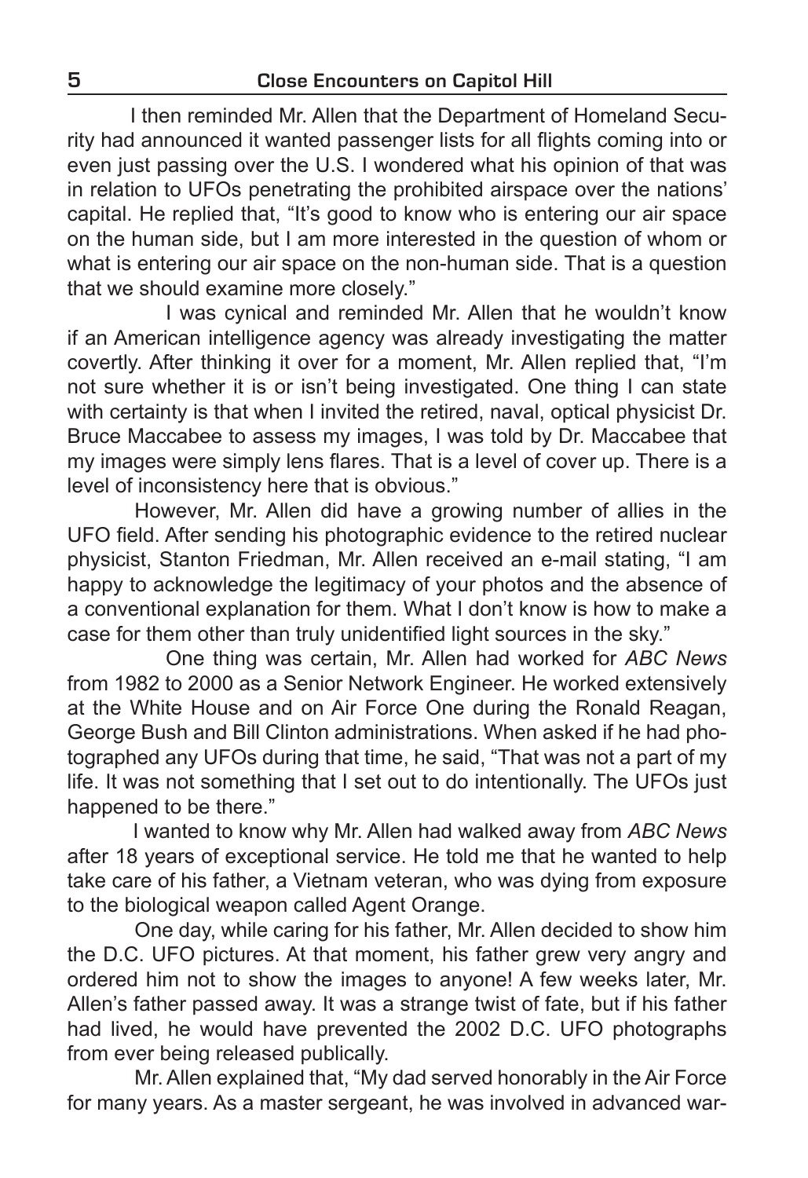I then reminded Mr. Allen that the Department of Homeland Security had announced it wanted passenger lists for all flights coming into or even just passing over the U.S. I wondered what his opinion of that was in relation to UFOs penetrating the prohibited airspace over the nations' capital. He replied that, "It's good to know who is entering our air space on the human side, but I am more interested in the question of whom or what is entering our air space on the non-human side. That is a question that we should examine more closely."

I was cynical and reminded Mr. Allen that he wouldn't know if an American intelligence agency was already investigating the matter covertly. After thinking it over for a moment, Mr. Allen replied that, "I'm not sure whether it is or isn't being investigated. One thing I can state with certainty is that when I invited the retired, naval, optical physicist Dr. Bruce Maccabee to assess my images, I was told by Dr. Maccabee that my images were simply lens flares. That is a level of cover up. There is a level of inconsistency here that is obvious."

However, Mr. Allen did have a growing number of allies in the UFO field. After sending his photographic evidence to the retired nuclear physicist, Stanton Friedman, Mr. Allen received an e-mail stating, "I am happy to acknowledge the legitimacy of your photos and the absence of a conventional explanation for them. What I don't know is how to make a case for them other than truly unidentified light sources in the sky."

One thing was certain, Mr. Allen had worked for *ABC News* from 1982 to 2000 as a Senior Network Engineer. He worked extensively at the White House and on Air Force One during the Ronald Reagan, George Bush and Bill Clinton administrations. When asked if he had photographed any UFOs during that time, he said, "That was not a part of my life. It was not something that I set out to do intentionally. The UFOs just happened to be there."

I wanted to know why Mr. Allen had walked away from *ABC News* after 18 years of exceptional service. He told me that he wanted to help take care of his father, a Vietnam veteran, who was dying from exposure to the biological weapon called Agent Orange.

One day, while caring for his father, Mr. Allen decided to show him the D.C. UFO pictures. At that moment, his father grew very angry and ordered him not to show the images to anyone! A few weeks later, Mr. Allen's father passed away. It was a strange twist of fate, but if his father had lived, he would have prevented the 2002 D.C. UFO photographs from ever being released publically.

Mr. Allen explained that, "My dad served honorably in the Air Force for many years. As a master sergeant, he was involved in advanced war-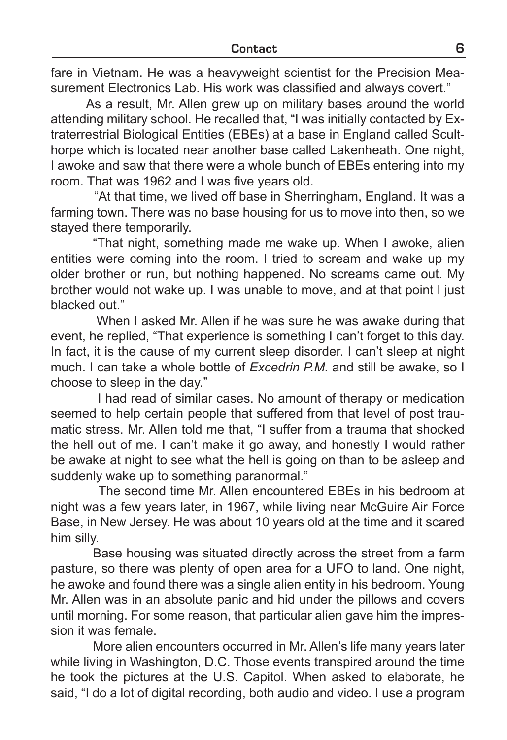fare in Vietnam. He was a heavyweight scientist for the Precision Measurement Electronics Lab. His work was classified and always covert."

As a result, Mr. Allen grew up on military bases around the world attending military school. He recalled that, "I was initially contacted by Extraterrestrial Biological Entities (EBEs) at a base in England called Sculthorpe which is located near another base called Lakenheath. One night, I awoke and saw that there were a whole bunch of EBEs entering into my room. That was 1962 and I was five years old.

"At that time, we lived off base in Sherringham, England. It was a farming town. There was no base housing for us to move into then, so we stayed there temporarily.

"That night, something made me wake up. When I awoke, alien entities were coming into the room. I tried to scream and wake up my older brother or run, but nothing happened. No screams came out. My brother would not wake up. I was unable to move, and at that point I just blacked out."

When I asked Mr. Allen if he was sure he was awake during that event, he replied, "That experience is something I can't forget to this day. In fact, it is the cause of my current sleep disorder. I can't sleep at night much. I can take a whole bottle of *Excedrin P.M.* and still be awake, so I choose to sleep in the day."

I had read of similar cases. No amount of therapy or medication seemed to help certain people that suffered from that level of post traumatic stress. Mr. Allen told me that, "I suffer from a trauma that shocked the hell out of me. I can't make it go away, and honestly I would rather be awake at night to see what the hell is going on than to be asleep and suddenly wake up to something paranormal."

The second time Mr. Allen encountered EBEs in his bedroom at night was a few years later, in 1967, while living near McGuire Air Force Base, in New Jersey. He was about 10 years old at the time and it scared him silly.

Base housing was situated directly across the street from a farm pasture, so there was plenty of open area for a UFO to land. One night, he awoke and found there was a single alien entity in his bedroom. Young Mr. Allen was in an absolute panic and hid under the pillows and covers until morning. For some reason, that particular alien gave him the impression it was female.

More alien encounters occurred in Mr. Allen's life many years later while living in Washington, D.C. Those events transpired around the time he took the pictures at the U.S. Capitol. When asked to elaborate, he said, "I do a lot of digital recording, both audio and video. I use a program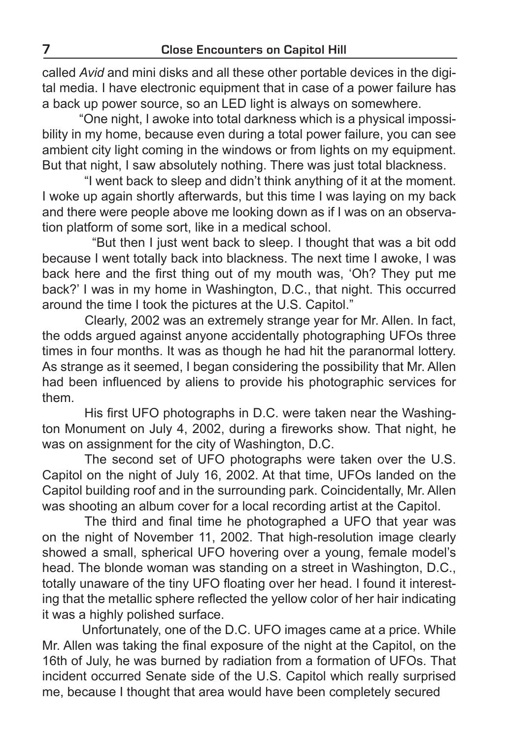called *Avid* and mini disks and all these other portable devices in the digital media. I have electronic equipment that in case of a power failure has a back up power source, so an LED light is always on somewhere.

"One night, I awoke into total darkness which is a physical impossibility in my home, because even during a total power failure, you can see ambient city light coming in the windows or from lights on my equipment. But that night, I saw absolutely nothing. There was just total blackness.

"I went back to sleep and didn't think anything of it at the moment. I woke up again shortly afterwards, but this time I was laying on my back and there were people above me looking down as if I was on an observation platform of some sort, like in a medical school.

"But then I just went back to sleep. I thought that was a bit odd because I went totally back into blackness. The next time I awoke, I was back here and the first thing out of my mouth was, 'Oh? They put me back?' I was in my home in Washington, D.C., that night. This occurred around the time I took the pictures at the U.S. Capitol."

Clearly, 2002 was an extremely strange year for Mr. Allen. In fact, the odds argued against anyone accidentally photographing UFOs three times in four months. It was as though he had hit the paranormal lottery. As strange as it seemed, I began considering the possibility that Mr. Allen had been influenced by aliens to provide his photographic services for them.

His first UFO photographs in D.C. were taken near the Washington Monument on July 4, 2002, during a fireworks show. That night, he was on assignment for the city of Washington, D.C.

The second set of UFO photographs were taken over the U.S. Capitol on the night of July 16, 2002. At that time, UFOs landed on the Capitol building roof and in the surrounding park. Coincidentally, Mr. Allen was shooting an album cover for a local recording artist at the Capitol.

The third and final time he photographed a UFO that year was on the night of November 11, 2002. That high-resolution image clearly showed a small, spherical UFO hovering over a young, female model's head. The blonde woman was standing on a street in Washington, D.C., totally unaware of the tiny UFO floating over her head. I found it interesting that the metallic sphere reflected the yellow color of her hair indicating it was a highly polished surface.

Unfortunately, one of the D.C. UFO images came at a price. While Mr. Allen was taking the final exposure of the night at the Capitol, on the 16th of July, he was burned by radiation from a formation of UFOs. That incident occurred Senate side of the U.S. Capitol which really surprised me, because I thought that area would have been completely secured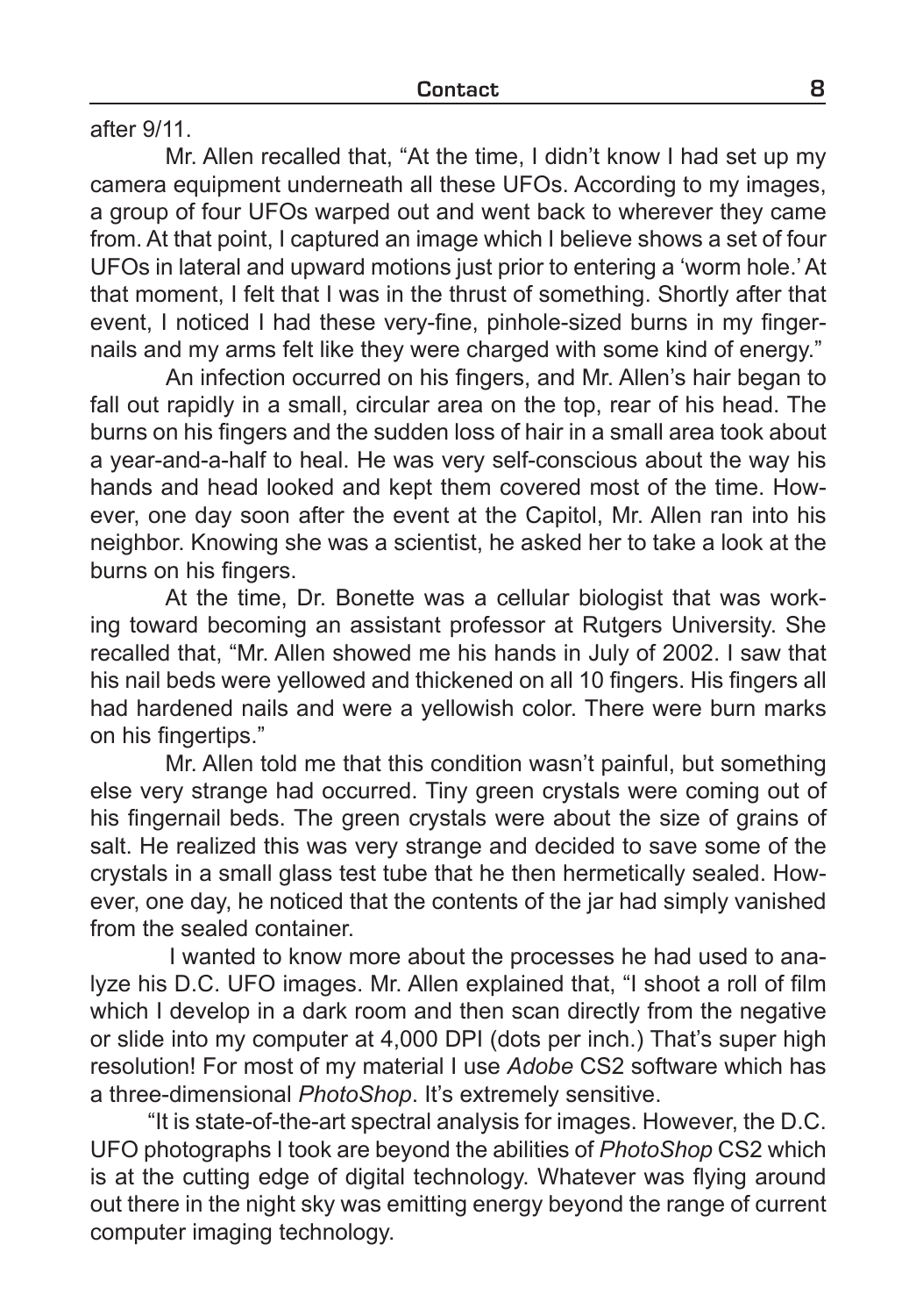after 9/11.

Mr. Allen recalled that, "At the time, I didn't know I had set up my camera equipment underneath all these UFOs. According to my images, a group of four UFOs warped out and went back to wherever they came from. At that point, I captured an image which I believe shows a set of four UFOs in lateral and upward motions just prior to entering a 'worm hole.' At that moment, I felt that I was in the thrust of something. Shortly after that event, I noticed I had these very-fine, pinhole-sized burns in my fingernails and my arms felt like they were charged with some kind of energy."

An infection occurred on his fingers, and Mr. Allen's hair began to fall out rapidly in a small, circular area on the top, rear of his head. The burns on his fingers and the sudden loss of hair in a small area took about a year-and-a-half to heal. He was very self-conscious about the way his hands and head looked and kept them covered most of the time. However, one day soon after the event at the Capitol, Mr. Allen ran into his neighbor. Knowing she was a scientist, he asked her to take a look at the burns on his fingers.

At the time, Dr. Bonette was a cellular biologist that was working toward becoming an assistant professor at Rutgers University. She recalled that, "Mr. Allen showed me his hands in July of 2002. I saw that his nail beds were yellowed and thickened on all 10 fingers. His fingers all had hardened nails and were a yellowish color. There were burn marks on his fingertips."

Mr. Allen told me that this condition wasn't painful, but something else very strange had occurred. Tiny green crystals were coming out of his fingernail beds. The green crystals were about the size of grains of salt. He realized this was very strange and decided to save some of the crystals in a small glass test tube that he then hermetically sealed. However, one day, he noticed that the contents of the jar had simply vanished from the sealed container.

I wanted to know more about the processes he had used to analyze his D.C. UFO images. Mr. Allen explained that, "I shoot a roll of film which I develop in a dark room and then scan directly from the negative or slide into my computer at 4,000 DPI (dots per inch.) That's super high resolution! For most of my material I use *Adobe* CS2 software which has a three-dimensional *PhotoShop*. It's extremely sensitive.

"It is state-of-the-art spectral analysis for images. However, the D.C. UFO photographs I took are beyond the abilities of *PhotoShop* CS2 which is at the cutting edge of digital technology. Whatever was flying around out there in the night sky was emitting energy beyond the range of current computer imaging technology.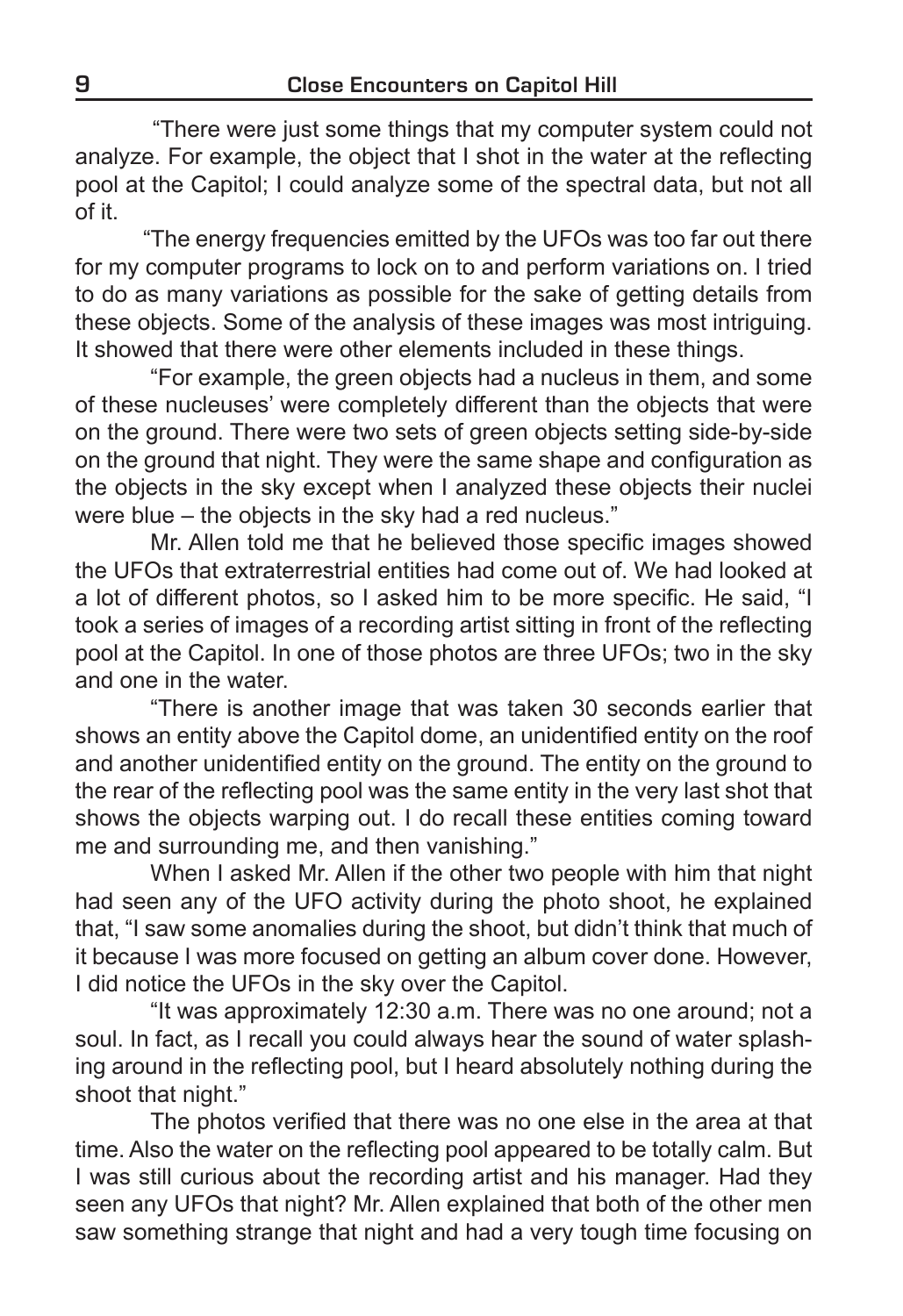"There were just some things that my computer system could not analyze. For example, the object that I shot in the water at the reflecting pool at the Capitol; I could analyze some of the spectral data, but not all of it.

"The energy frequencies emitted by the UFOs was too far out there for my computer programs to lock on to and perform variations on. I tried to do as many variations as possible for the sake of getting details from these objects. Some of the analysis of these images was most intriguing. It showed that there were other elements included in these things.

"For example, the green objects had a nucleus in them, and some of these nucleuses' were completely different than the objects that were on the ground. There were two sets of green objects setting side-by-side on the ground that night. They were the same shape and configuration as the objects in the sky except when I analyzed these objects their nuclei were blue – the objects in the sky had a red nucleus."

Mr. Allen told me that he believed those specific images showed the UFOs that extraterrestrial entities had come out of. We had looked at a lot of different photos, so I asked him to be more specific. He said, "I took a series of images of a recording artist sitting in front of the reflecting pool at the Capitol. In one of those photos are three UFOs; two in the sky and one in the water.

"There is another image that was taken 30 seconds earlier that shows an entity above the Capitol dome, an unidentified entity on the roof and another unidentified entity on the ground. The entity on the ground to the rear of the reflecting pool was the same entity in the very last shot that shows the objects warping out. I do recall these entities coming toward me and surrounding me, and then vanishing."

When I asked Mr. Allen if the other two people with him that night had seen any of the UFO activity during the photo shoot, he explained that, "I saw some anomalies during the shoot, but didn't think that much of it because I was more focused on getting an album cover done. However, I did notice the UFOs in the sky over the Capitol.

"It was approximately 12:30 a.m. There was no one around; not a soul. In fact, as I recall you could always hear the sound of water splashing around in the reflecting pool, but I heard absolutely nothing during the shoot that night."

The photos verified that there was no one else in the area at that time. Also the water on the reflecting pool appeared to be totally calm. But I was still curious about the recording artist and his manager. Had they seen any UFOs that night? Mr. Allen explained that both of the other men saw something strange that night and had a very tough time focusing on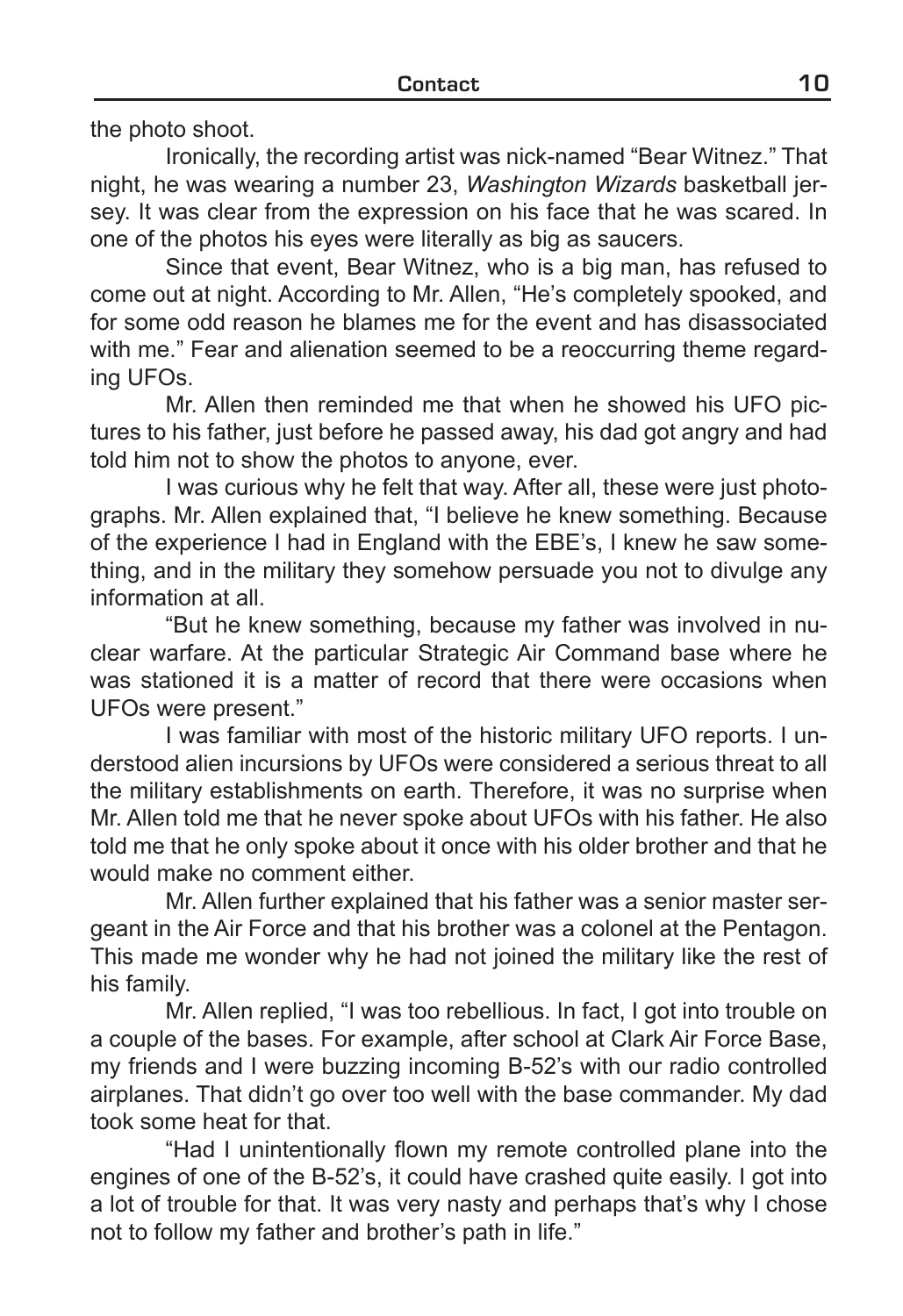the photo shoot.

Ironically, the recording artist was nick-named "Bear Witnez." That night, he was wearing a number 23, *Washington Wizards* basketball jersey. It was clear from the expression on his face that he was scared. In one of the photos his eyes were literally as big as saucers.

Since that event, Bear Witnez, who is a big man, has refused to come out at night. According to Mr. Allen, "He's completely spooked, and for some odd reason he blames me for the event and has disassociated with me." Fear and alienation seemed to be a reoccurring theme regarding UFOs.

Mr. Allen then reminded me that when he showed his UFO pictures to his father, just before he passed away, his dad got angry and had told him not to show the photos to anyone, ever.

I was curious why he felt that way. After all, these were just photographs. Mr. Allen explained that, "I believe he knew something. Because of the experience I had in England with the EBE's, I knew he saw something, and in the military they somehow persuade you not to divulge any information at all.

"But he knew something, because my father was involved in nuclear warfare. At the particular Strategic Air Command base where he was stationed it is a matter of record that there were occasions when UFOs were present."

I was familiar with most of the historic military UFO reports. I understood alien incursions by UFOs were considered a serious threat to all the military establishments on earth. Therefore, it was no surprise when Mr. Allen told me that he never spoke about UFOs with his father. He also told me that he only spoke about it once with his older brother and that he would make no comment either.

Mr. Allen further explained that his father was a senior master sergeant in the Air Force and that his brother was a colonel at the Pentagon. This made me wonder why he had not joined the military like the rest of his family.

Mr. Allen replied, "I was too rebellious. In fact, I got into trouble on a couple of the bases. For example, after school at Clark Air Force Base, my friends and I were buzzing incoming B-52's with our radio controlled airplanes. That didn't go over too well with the base commander. My dad took some heat for that.

"Had I unintentionally flown my remote controlled plane into the engines of one of the B-52's, it could have crashed quite easily. I got into a lot of trouble for that. It was very nasty and perhaps that's why I chose not to follow my father and brother's path in life."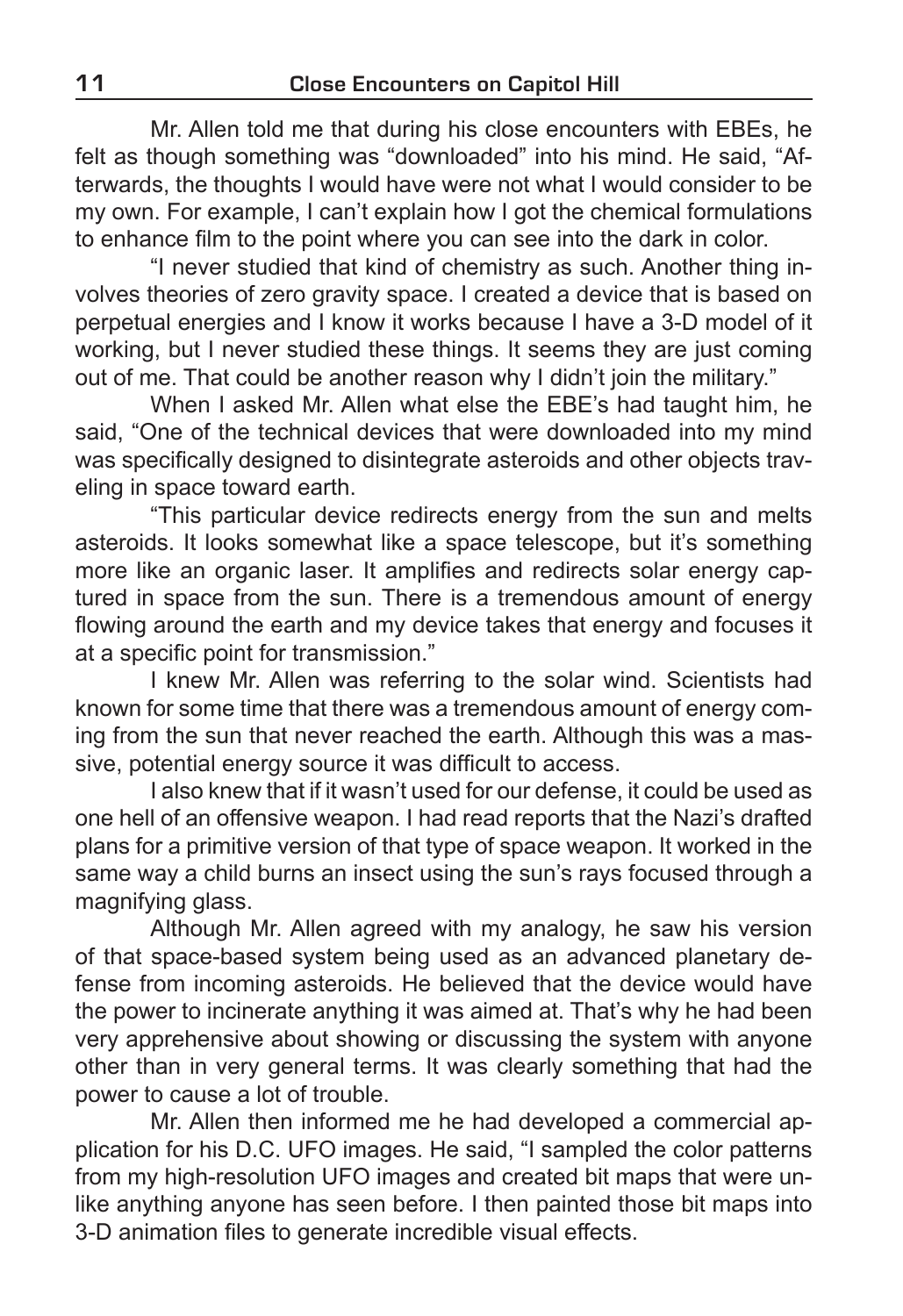Mr. Allen told me that during his close encounters with EBEs, he felt as though something was "downloaded" into his mind. He said, "Afterwards, the thoughts I would have were not what I would consider to be my own. For example, I can't explain how I got the chemical formulations to enhance film to the point where you can see into the dark in color.

"I never studied that kind of chemistry as such. Another thing involves theories of zero gravity space. I created a device that is based on perpetual energies and I know it works because I have a 3-D model of it working, but I never studied these things. It seems they are just coming out of me. That could be another reason why I didn't join the military."

When I asked Mr. Allen what else the EBE's had taught him, he said, "One of the technical devices that were downloaded into my mind was specifically designed to disintegrate asteroids and other objects traveling in space toward earth.

"This particular device redirects energy from the sun and melts asteroids. It looks somewhat like a space telescope, but it's something more like an organic laser. It amplifies and redirects solar energy captured in space from the sun. There is a tremendous amount of energy flowing around the earth and my device takes that energy and focuses it at a specific point for transmission."

I knew Mr. Allen was referring to the solar wind. Scientists had known for some time that there was a tremendous amount of energy coming from the sun that never reached the earth. Although this was a massive, potential energy source it was difficult to access.

I also knew that if it wasn't used for our defense, it could be used as one hell of an offensive weapon. I had read reports that the Nazi's drafted plans for a primitive version of that type of space weapon. It worked in the same way a child burns an insect using the sun's rays focused through a magnifying glass.

Although Mr. Allen agreed with my analogy, he saw his version of that space-based system being used as an advanced planetary defense from incoming asteroids. He believed that the device would have the power to incinerate anything it was aimed at. That's why he had been very apprehensive about showing or discussing the system with anyone other than in very general terms. It was clearly something that had the power to cause a lot of trouble.

Mr. Allen then informed me he had developed a commercial application for his D.C. UFO images. He said, "I sampled the color patterns from my high-resolution UFO images and created bit maps that were unlike anything anyone has seen before. I then painted those bit maps into 3-D animation files to generate incredible visual effects.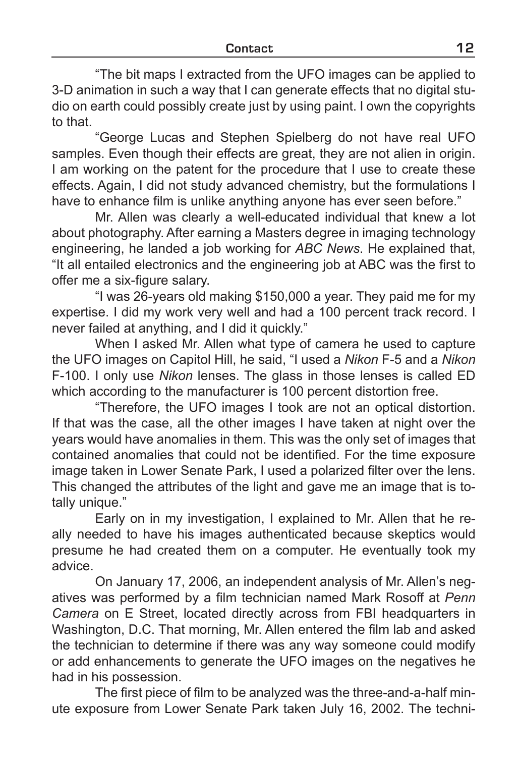"The bit maps I extracted from the UFO images can be applied to 3-D animation in such a way that I can generate effects that no digital studio on earth could possibly create just by using paint. I own the copyrights to that.

"George Lucas and Stephen Spielberg do not have real UFO samples. Even though their effects are great, they are not alien in origin. I am working on the patent for the procedure that I use to create these effects. Again, I did not study advanced chemistry, but the formulations I have to enhance film is unlike anything anyone has ever seen before."

Mr. Allen was clearly a well-educated individual that knew a lot about photography. After earning a Masters degree in imaging technology engineering, he landed a job working for *ABC News*. He explained that, "It all entailed electronics and the engineering job at ABC was the first to offer me a six-figure salary.

"I was 26-years old making $150,000 a year. They paid me for my expertise. I did my work very well and had a 100 percent track record. I never failed at anything, and I did it quickly."

When I asked Mr. Allen what type of camera he used to capture the UFO images on Capitol Hill, he said, "I used a *Nikon* F-5 and a *Nikon* F-100. I only use *Nikon* lenses. The glass in those lenses is called ED which according to the manufacturer is 100 percent distortion free.

"Therefore, the UFO images I took are not an optical distortion. If that was the case, all the other images I have taken at night over the years would have anomalies in them. This was the only set of images that contained anomalies that could not be identified. For the time exposure image taken in Lower Senate Park, I used a polarized filter over the lens. This changed the attributes of the light and gave me an image that is totally unique."

Early on in my investigation, I explained to Mr. Allen that he really needed to have his images authenticated because skeptics would presume he had created them on a computer. He eventually took my advice.

On January 17, 2006, an independent analysis of Mr. Allen's negatives was performed by a film technician named Mark Rosoff at *Penn Camera* on E Street, located directly across from FBI headquarters in Washington, D.C. That morning, Mr. Allen entered the film lab and asked the technician to determine if there was any way someone could modify or add enhancements to generate the UFO images on the negatives he had in his possession.

The first piece of film to be analyzed was the three-and-a-half minute exposure from Lower Senate Park taken July 16, 2002. The techni-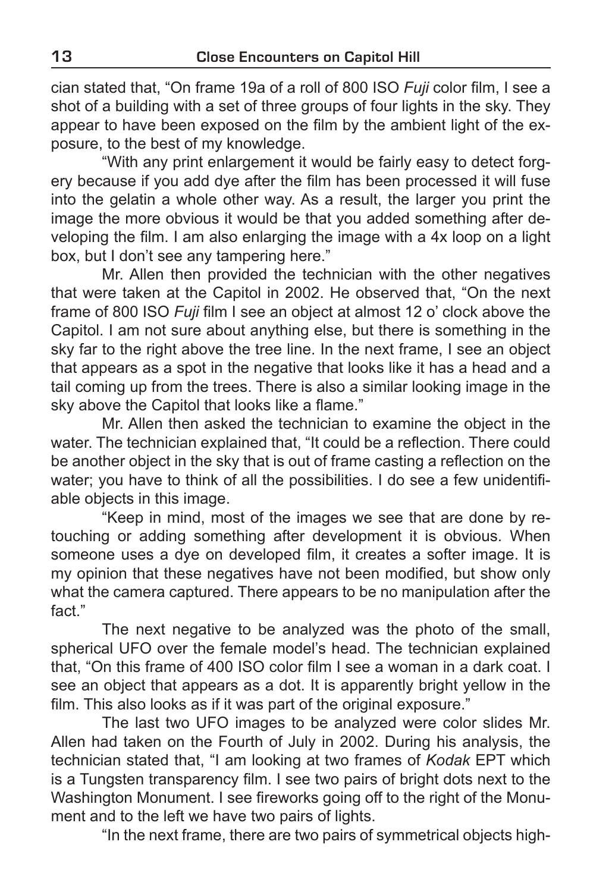cian stated that, "On frame 19a of a roll of 800 ISO *Fuji* color film, I see a shot of a building with a set of three groups of four lights in the sky. They appear to have been exposed on the film by the ambient light of the exposure, to the best of my knowledge.

"With any print enlargement it would be fairly easy to detect forgery because if you add dye after the film has been processed it will fuse into the gelatin a whole other way. As a result, the larger you print the image the more obvious it would be that you added something after developing the film. I am also enlarging the image with a 4x loop on a light box, but I don't see any tampering here."

Mr. Allen then provided the technician with the other negatives that were taken at the Capitol in 2002. He observed that, "On the next frame of 800 ISO *Fuji* film I see an object at almost 12 o' clock above the Capitol. I am not sure about anything else, but there is something in the sky far to the right above the tree line. In the next frame, I see an object that appears as a spot in the negative that looks like it has a head and a tail coming up from the trees. There is also a similar looking image in the sky above the Capitol that looks like a flame."

Mr. Allen then asked the technician to examine the object in the water. The technician explained that, "It could be a reflection. There could be another object in the sky that is out of frame casting a reflection on the water; you have to think of all the possibilities. I do see a few unidentifiable objects in this image.

"Keep in mind, most of the images we see that are done by retouching or adding something after development it is obvious. When someone uses a dye on developed film, it creates a softer image. It is my opinion that these negatives have not been modified, but show only what the camera captured. There appears to be no manipulation after the fact."

The next negative to be analyzed was the photo of the small, spherical UFO over the female model's head. The technician explained that, "On this frame of 400 ISO color film I see a woman in a dark coat. I see an object that appears as a dot. It is apparently bright yellow in the film. This also looks as if it was part of the original exposure."

The last two UFO images to be analyzed were color slides Mr. Allen had taken on the Fourth of July in 2002. During his analysis, the technician stated that, "I am looking at two frames of *Kodak* EPT which is a Tungsten transparency film. I see two pairs of bright dots next to the Washington Monument. I see fireworks going off to the right of the Monument and to the left we have two pairs of lights.

"In the next frame, there are two pairs of symmetrical objects high-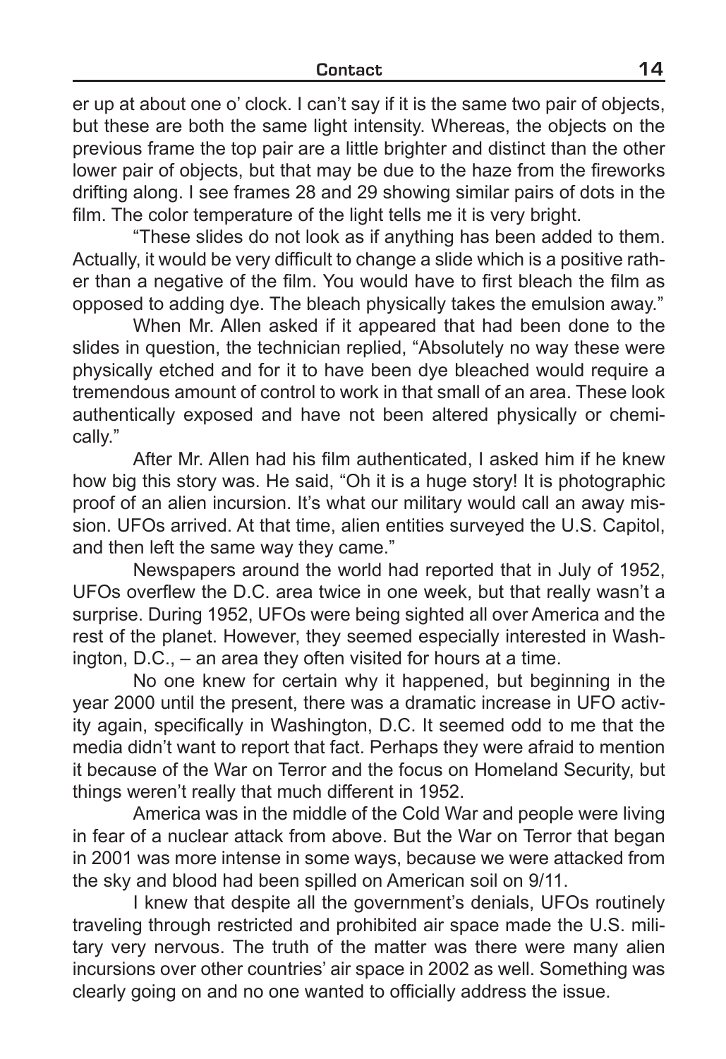er up at about one o' clock. I can't say if it is the same two pair of objects, but these are both the same light intensity. Whereas, the objects on the previous frame the top pair are a little brighter and distinct than the other lower pair of objects, but that may be due to the haze from the fireworks drifting along. I see frames 28 and 29 showing similar pairs of dots in the film. The color temperature of the light tells me it is very bright.

"These slides do not look as if anything has been added to them. Actually, it would be very difficult to change a slide which is a positive rather than a negative of the film. You would have to first bleach the film as opposed to adding dye. The bleach physically takes the emulsion away."

When Mr. Allen asked if it appeared that had been done to the slides in question, the technician replied, "Absolutely no way these were physically etched and for it to have been dye bleached would require a tremendous amount of control to work in that small of an area. These look authentically exposed and have not been altered physically or chemically."

After Mr. Allen had his film authenticated, I asked him if he knew how big this story was. He said, "Oh it is a huge story! It is photographic proof of an alien incursion. It's what our military would call an away mission. UFOs arrived. At that time, alien entities surveyed the U.S. Capitol, and then left the same way they came."

Newspapers around the world had reported that in July of 1952, UFOs overflew the D.C. area twice in one week, but that really wasn't a surprise. During 1952, UFOs were being sighted all over America and the rest of the planet. However, they seemed especially interested in Washington, D.C., – an area they often visited for hours at a time.

No one knew for certain why it happened, but beginning in the year 2000 until the present, there was a dramatic increase in UFO activity again, specifically in Washington, D.C. It seemed odd to me that the media didn't want to report that fact. Perhaps they were afraid to mention it because of the War on Terror and the focus on Homeland Security, but things weren't really that much different in 1952.

America was in the middle of the Cold War and people were living in fear of a nuclear attack from above. But the War on Terror that began in 2001 was more intense in some ways, because we were attacked from the sky and blood had been spilled on American soil on 9/11.

I knew that despite all the government's denials, UFOs routinely traveling through restricted and prohibited air space made the U.S. military very nervous. The truth of the matter was there were many alien incursions over other countries' air space in 2002 as well. Something was clearly going on and no one wanted to officially address the issue.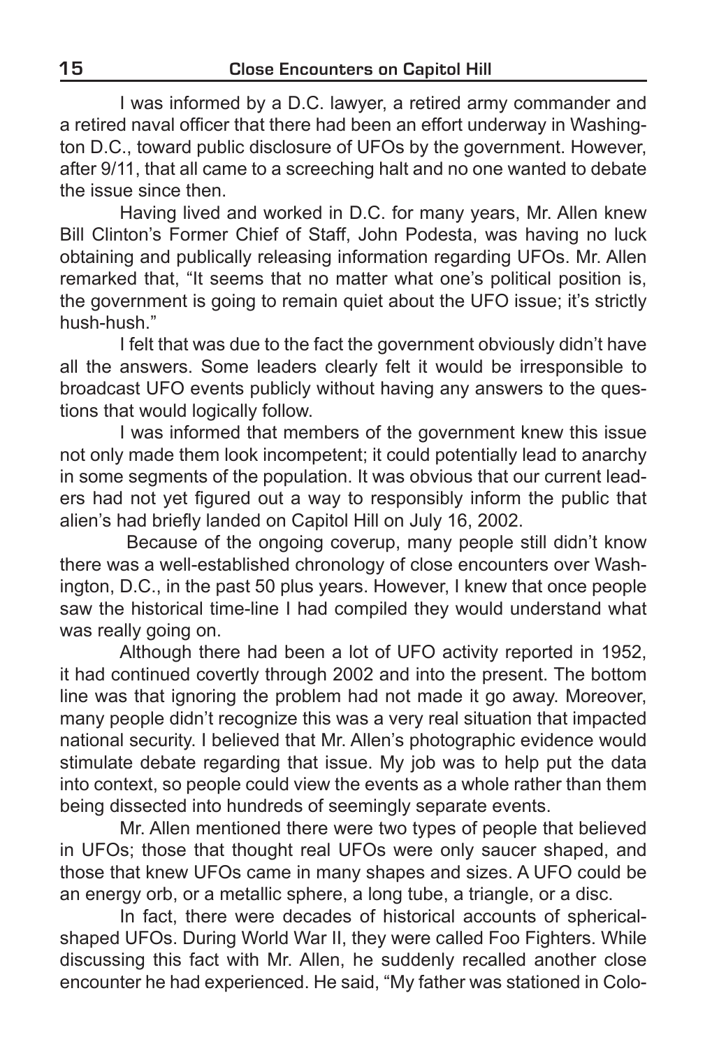I was informed by a D.C. lawyer, a retired army commander and a retired naval officer that there had been an effort underway in Washington D.C., toward public disclosure of UFOs by the government. However, after 9/11, that all came to a screeching halt and no one wanted to debate the issue since then.

Having lived and worked in D.C. for many years, Mr. Allen knew Bill Clinton's Former Chief of Staff, John Podesta, was having no luck obtaining and publically releasing information regarding UFOs. Mr. Allen remarked that, "It seems that no matter what one's political position is, the government is going to remain quiet about the UFO issue; it's strictly hush-hush."

I felt that was due to the fact the government obviously didn't have all the answers. Some leaders clearly felt it would be irresponsible to broadcast UFO events publicly without having any answers to the questions that would logically follow.

I was informed that members of the government knew this issue not only made them look incompetent; it could potentially lead to anarchy in some segments of the population. It was obvious that our current leaders had not yet figured out a way to responsibly inform the public that alien's had briefly landed on Capitol Hill on July 16, 2002.

Because of the ongoing coverup, many people still didn't know there was a well-established chronology of close encounters over Washington, D.C., in the past 50 plus years. However, I knew that once people saw the historical time-line I had compiled they would understand what was really going on.

Although there had been a lot of UFO activity reported in 1952, it had continued covertly through 2002 and into the present. The bottom line was that ignoring the problem had not made it go away. Moreover, many people didn't recognize this was a very real situation that impacted national security. I believed that Mr. Allen's photographic evidence would stimulate debate regarding that issue. My job was to help put the data into context, so people could view the events as a whole rather than them being dissected into hundreds of seemingly separate events.

Mr. Allen mentioned there were two types of people that believed in UFOs; those that thought real UFOs were only saucer shaped, and those that knew UFOs came in many shapes and sizes. A UFO could be an energy orb, or a metallic sphere, a long tube, a triangle, or a disc.

In fact, there were decades of historical accounts of spherical-shaped UFOs. During World War II, they were called Foo Fighters. While discussing this fact with Mr. Allen, he suddenly recalled another close encounter he had experienced. He said, "My father was stationed in Colo-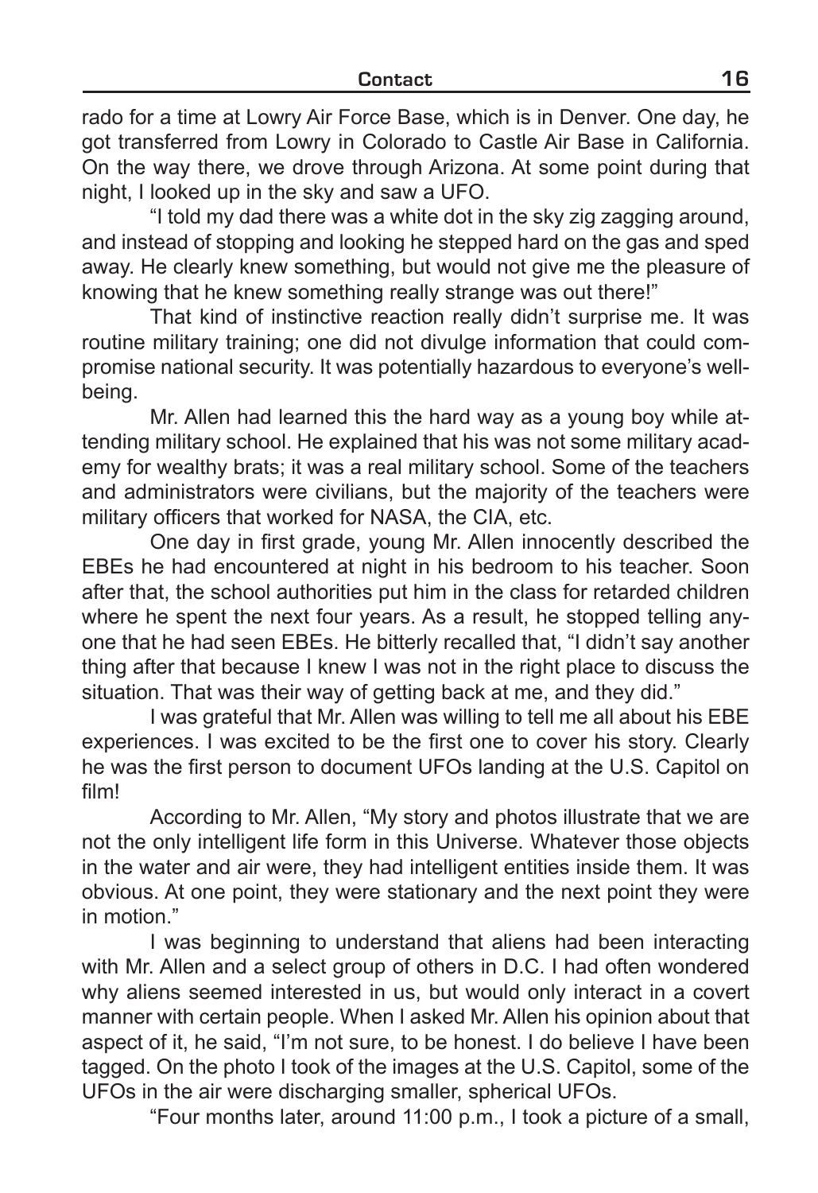rado for a time at Lowry Air Force Base, which is in Denver. One day, he got transferred from Lowry in Colorado to Castle Air Base in California. On the way there, we drove through Arizona. At some point during that night, I looked up in the sky and saw a UFO.

"I told my dad there was a white dot in the sky zig zagging around, and instead of stopping and looking he stepped hard on the gas and sped away. He clearly knew something, but would not give me the pleasure of knowing that he knew something really strange was out there!"

That kind of instinctive reaction really didn't surprise me. It was routine military training; one did not divulge information that could compromise national security. It was potentially hazardous to everyone's well-being.

Mr. Allen had learned this the hard way as a young boy while attending military school. He explained that his was not some military academy for wealthy brats; it was a real military school. Some of the teachers and administrators were civilians, but the majority of the teachers were military officers that worked for NASA, the CIA, etc.

One day in first grade, young Mr. Allen innocently described the EBEs he had encountered at night in his bedroom to his teacher. Soon after that, the school authorities put him in the class for retarded children where he spent the next four years. As a result, he stopped telling anyone that he had seen EBEs. He bitterly recalled that, "I didn't say another thing after that because I knew I was not in the right place to discuss the situation. That was their way of getting back at me, and they did."

I was grateful that Mr. Allen was willing to tell me all about his EBE experiences. I was excited to be the first one to cover his story. Clearly he was the first person to document UFOs landing at the U.S. Capitol on film!

According to Mr. Allen, "My story and photos illustrate that we are not the only intelligent life form in this Universe. Whatever those objects in the water and air were, they had intelligent entities inside them. It was obvious. At one point, they were stationary and the next point they were in motion."

I was beginning to understand that aliens had been interacting with Mr. Allen and a select group of others in D.C. I had often wondered why aliens seemed interested in us, but would only interact in a covert manner with certain people. When I asked Mr. Allen his opinion about that aspect of it, he said, "I'm not sure, to be honest. I do believe I have been tagged. On the photo I took of the images at the U.S. Capitol, some of the UFOs in the air were discharging smaller, spherical UFOs.

"Four months later, around 11:00 p.m., I took a picture of a small,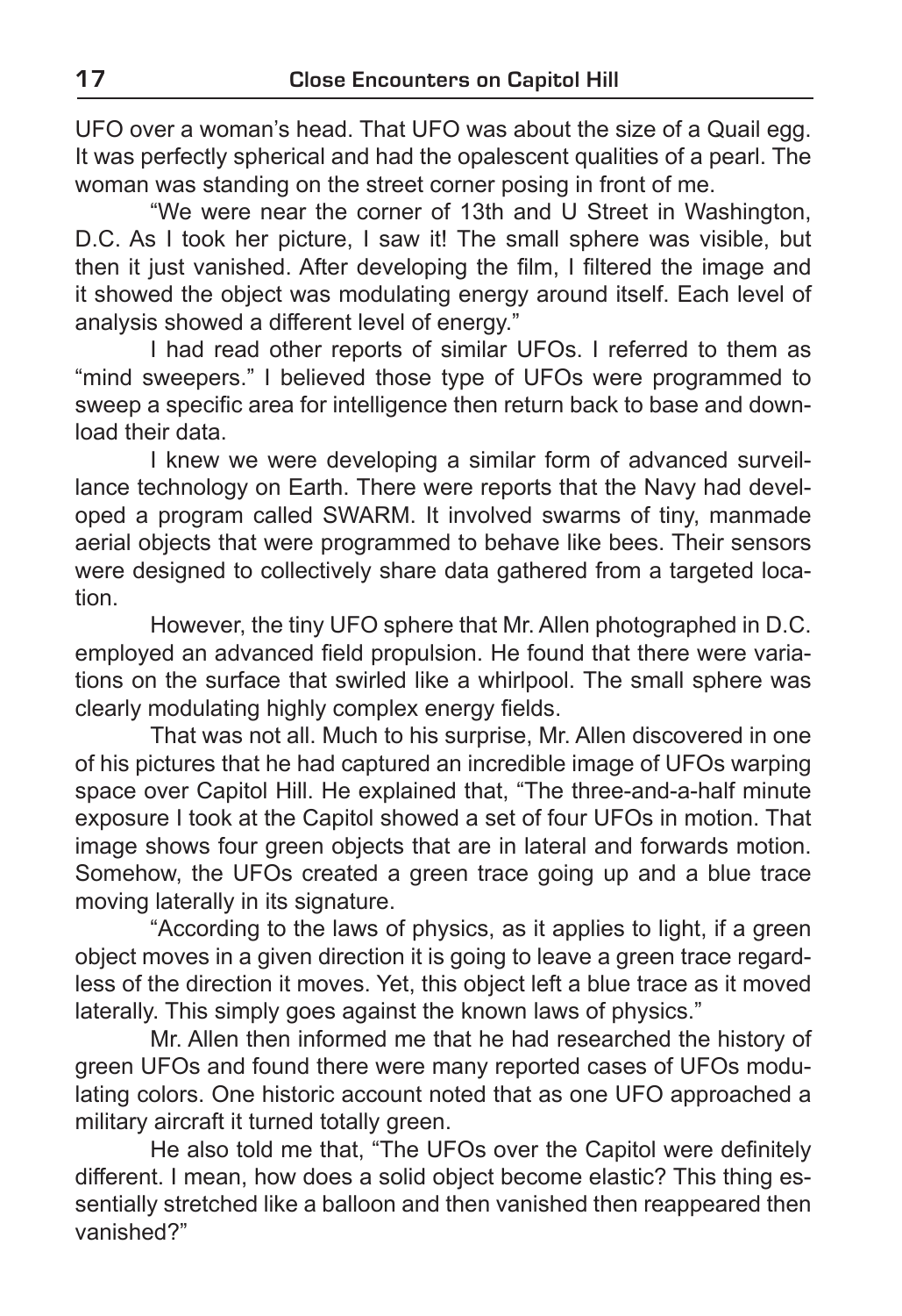UFO over a woman's head. That UFO was about the size of a Quail egg. It was perfectly spherical and had the opalescent qualities of a pearl. The woman was standing on the street corner posing in front of me.

"We were near the corner of 13th and U Street in Washington, D.C. As I took her picture, I saw it! The small sphere was visible, but then it just vanished. After developing the film, I filtered the image and it showed the object was modulating energy around itself. Each level of analysis showed a different level of energy."

I had read other reports of similar UFOs. I referred to them as "mind sweepers." I believed those type of UFOs were programmed to sweep a specific area for intelligence then return back to base and download their data.

I knew we were developing a similar form of advanced surveillance technology on Earth. There were reports that the Navy had developed a program called SWARM. It involved swarms of tiny, manmade aerial objects that were programmed to behave like bees. Their sensors were designed to collectively share data gathered from a targeted location.

However, the tiny UFO sphere that Mr. Allen photographed in D.C. employed an advanced field propulsion. He found that there were variations on the surface that swirled like a whirlpool. The small sphere was clearly modulating highly complex energy fields.

That was not all. Much to his surprise, Mr. Allen discovered in one of his pictures that he had captured an incredible image of UFOs warping space over Capitol Hill. He explained that, "The three-and-a-half minute exposure I took at the Capitol showed a set of four UFOs in motion. That image shows four green objects that are in lateral and forwards motion. Somehow, the UFOs created a green trace going up and a blue trace moving laterally in its signature.

"According to the laws of physics, as it applies to light, if a green object moves in a given direction it is going to leave a green trace regardless of the direction it moves. Yet, this object left a blue trace as it moved laterally. This simply goes against the known laws of physics."

Mr. Allen then informed me that he had researched the history of green UFOs and found there were many reported cases of UFOs modulating colors. One historic account noted that as one UFO approached a military aircraft it turned totally green.

He also told me that, "The UFOs over the Capitol were definitely different. I mean, how does a solid object become elastic? This thing essentially stretched like a balloon and then vanished then reappeared then vanished?"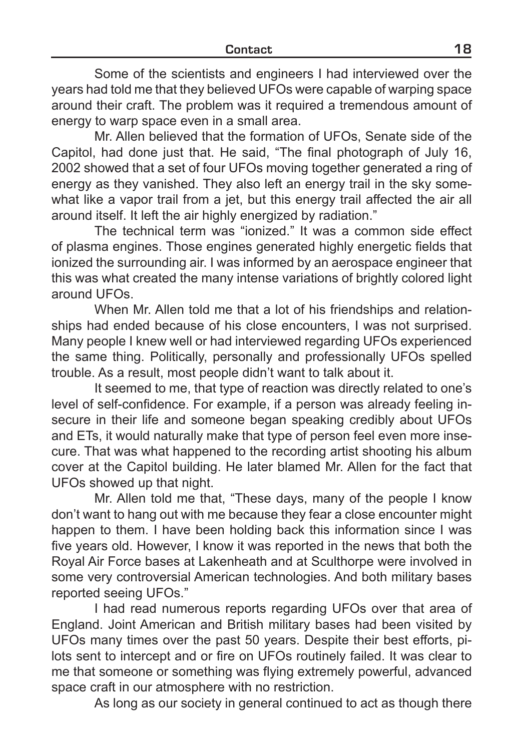Some of the scientists and engineers I had interviewed over the years had told me that they believed UFOs were capable of warping space around their craft. The problem was it required a tremendous amount of energy to warp space even in a small area.

Mr. Allen believed that the formation of UFOs, Senate side of the Capitol, had done just that. He said, "The final photograph of July 16, 2002 showed that a set of four UFOs moving together generated a ring of energy as they vanished. They also left an energy trail in the sky somewhat like a vapor trail from a jet, but this energy trail affected the air all around itself. It left the air highly energized by radiation."

The technical term was "ionized." It was a common side effect of plasma engines. Those engines generated highly energetic fields that ionized the surrounding air. I was informed by an aerospace engineer that this was what created the many intense variations of brightly colored light around UFOs.

When Mr. Allen told me that a lot of his friendships and relationships had ended because of his close encounters, I was not surprised. Many people I knew well or had interviewed regarding UFOs experienced the same thing. Politically, personally and professionally UFOs spelled trouble. As a result, most people didn't want to talk about it.

It seemed to me, that type of reaction was directly related to one's level of self-confidence. For example, if a person was already feeling insecure in their life and someone began speaking credibly about UFOs and ETs, it would naturally make that type of person feel even more insecure. That was what happened to the recording artist shooting his album cover at the Capitol building. He later blamed Mr. Allen for the fact that UFOs showed up that night.

Mr. Allen told me that, "These days, many of the people I know don't want to hang out with me because they fear a close encounter might happen to them. I have been holding back this information since I was five years old. However, I know it was reported in the news that both the Royal Air Force bases at Lakenheath and at Sculthorpe were involved in some very controversial American technologies. And both military bases reported seeing UFOs."

I had read numerous reports regarding UFOs over that area of England. Joint American and British military bases had been visited by UFOs many times over the past 50 years. Despite their best efforts, pilots sent to intercept and or fire on UFOs routinely failed. It was clear to me that someone or something was flying extremely powerful, advanced space craft in our atmosphere with no restriction.

As long as our society in general continued to act as though there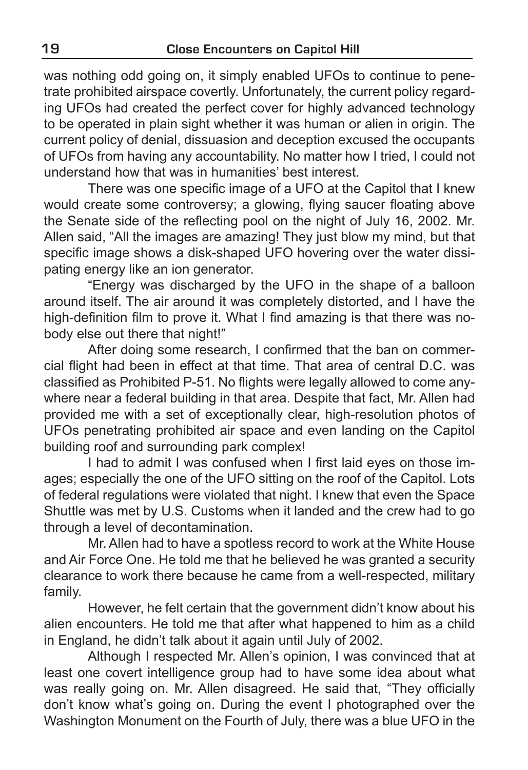was nothing odd going on, it simply enabled UFOs to continue to penetrate prohibited airspace covertly. Unfortunately, the current policy regarding UFOs had created the perfect cover for highly advanced technology to be operated in plain sight whether it was human or alien in origin. The current policy of denial, dissuasion and deception excused the occupants of UFOs from having any accountability. No matter how I tried, I could not understand how that was in humanities' best interest.

There was one specific image of a UFO at the Capitol that I knew would create some controversy; a glowing, flying saucer floating above the Senate side of the reflecting pool on the night of July 16, 2002. Mr. Allen said, "All the images are amazing! They just blow my mind, but that specific image shows a disk-shaped UFO hovering over the water dissipating energy like an ion generator.

"Energy was discharged by the UFO in the shape of a balloon around itself. The air around it was completely distorted, and I have the high-definition film to prove it. What I find amazing is that there was nobody else out there that night!"

After doing some research, I confirmed that the ban on commercial flight had been in effect at that time. That area of central D.C. was classified as Prohibited P-51. No flights were legally allowed to come anywhere near a federal building in that area. Despite that fact, Mr. Allen had provided me with a set of exceptionally clear, high-resolution photos of UFOs penetrating prohibited air space and even landing on the Capitol building roof and surrounding park complex!

I had to admit I was confused when I first laid eyes on those images; especially the one of the UFO sitting on the roof of the Capitol. Lots of federal regulations were violated that night. I knew that even the Space Shuttle was met by U.S. Customs when it landed and the crew had to go through a level of decontamination.

Mr. Allen had to have a spotless record to work at the White House and Air Force One. He told me that he believed he was granted a security clearance to work there because he came from a well-respected, military family.

However, he felt certain that the government didn't know about his alien encounters. He told me that after what happened to him as a child in England, he didn't talk about it again until July of 2002.

Although I respected Mr. Allen's opinion, I was convinced that at least one covert intelligence group had to have some idea about what was really going on. Mr. Allen disagreed. He said that, "They officially don't know what's going on. During the event I photographed over the Washington Monument on the Fourth of July, there was a blue UFO in the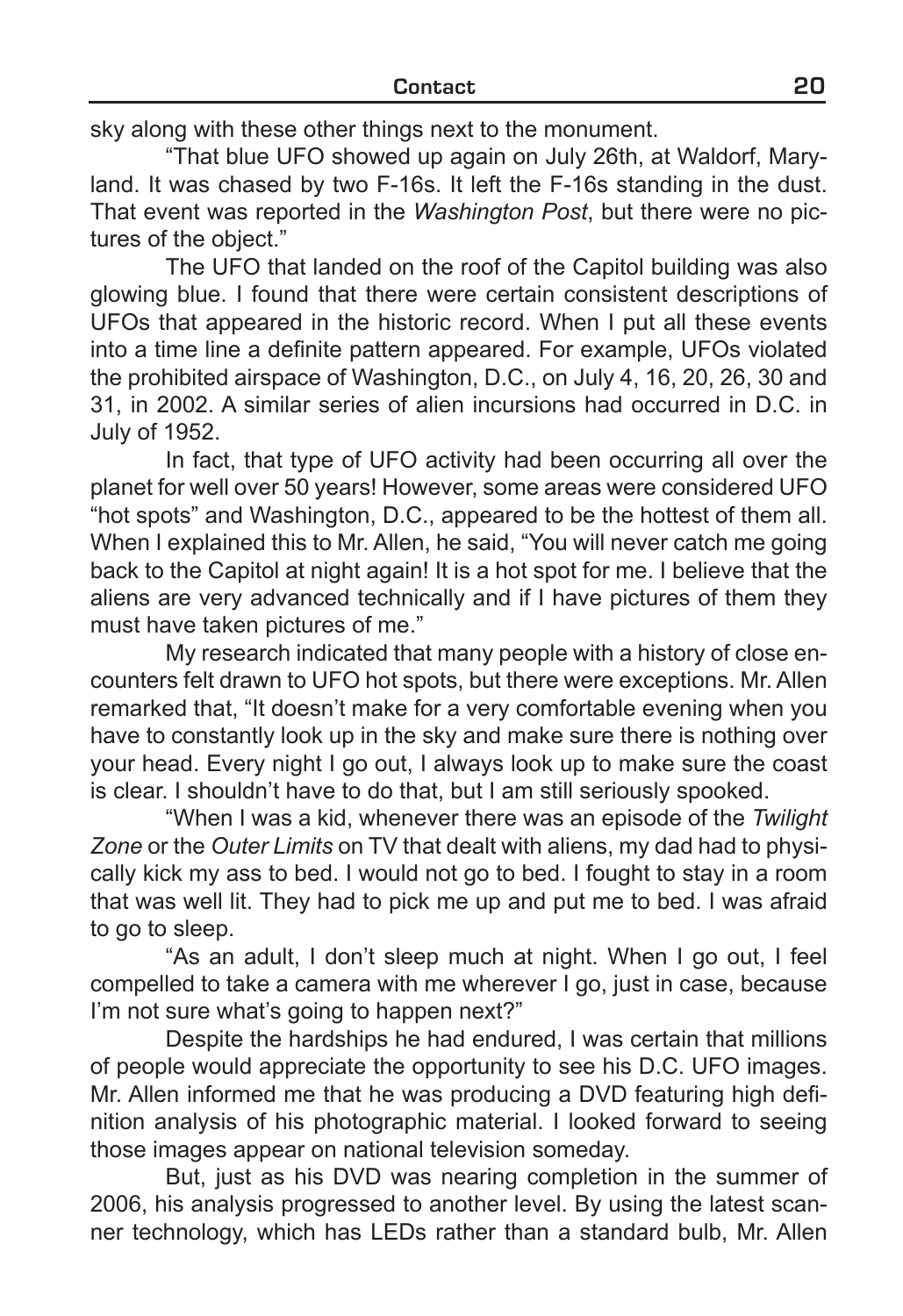sky along with these other things next to the monument.

"That blue UFO showed up again on July 26th, at Waldorf, Maryland. It was chased by two F-16s. It left the F-16s standing in the dust. That event was reported in the *Washington Post*, but there were no pictures of the object."

The UFO that landed on the roof of the Capitol building was also glowing blue. I found that there were certain consistent descriptions of UFOs that appeared in the historic record. When I put all these events into a time line a definite pattern appeared. For example, UFOs violated the prohibited airspace of Washington, D.C., on July 4, 16, 20, 26, 30 and 31, in 2002. A similar series of alien incursions had occurred in D.C. in July of 1952.

In fact, that type of UFO activity had been occurring all over the planet for well over 50 years! However, some areas were considered UFO "hot spots" and Washington, D.C., appeared to be the hottest of them all. When I explained this to Mr. Allen, he said, "You will never catch me going back to the Capitol at night again! It is a hot spot for me. I believe that the aliens are very advanced technically and if I have pictures of them they must have taken pictures of me."

My research indicated that many people with a history of close encounters felt drawn to UFO hot spots, but there were exceptions. Mr. Allen remarked that, "It doesn't make for a very comfortable evening when you have to constantly look up in the sky and make sure there is nothing over your head. Every night I go out, I always look up to make sure the coast is clear. I shouldn't have to do that, but I am still seriously spooked.

"When I was a kid, whenever there was an episode of the *Twilight Zone* or the *Outer Limits* on TV that dealt with aliens, my dad had to physically kick my ass to bed. I would not go to bed. I fought to stay in a room that was well lit. They had to pick me up and put me to bed. I was afraid to go to sleep.

"As an adult, I don't sleep much at night. When I go out, I feel compelled to take a camera with me wherever I go, just in case, because I'm not sure what's going to happen next?"

Despite the hardships he had endured, I was certain that millions of people would appreciate the opportunity to see his D.C. UFO images. Mr. Allen informed me that he was producing a DVD featuring high definition analysis of his photographic material. I looked forward to seeing those images appear on national television someday.

But, just as his DVD was nearing completion in the summer of 2006, his analysis progressed to another level. By using the latest scanner technology, which has LEDs rather than a standard bulb, Mr. Allen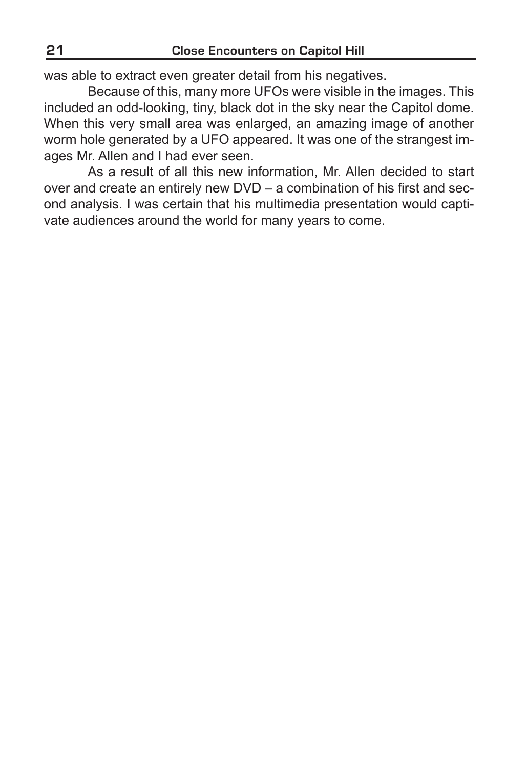was able to extract even greater detail from his negatives.

Because of this, many more UFOs were visible in the images. This included an odd-looking, tiny, black dot in the sky near the Capitol dome. When this very small area was enlarged, an amazing image of another worm hole generated by a UFO appeared. It was one of the strangest images Mr. Allen and I had ever seen.

As a result of all this new information, Mr. Allen decided to start over and create an entirely new DVD – a combination of his first and second analysis. I was certain that his multimedia presentation would captivate audiences around the world for many years to come.